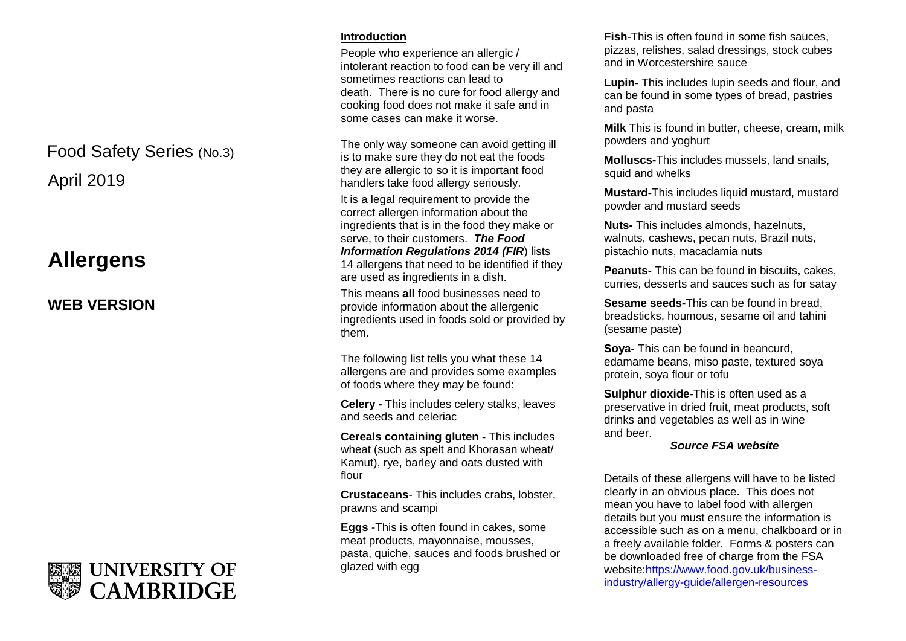Food Safety Series (No.3)

April 2019

# Allergens

## WEB VERSION

UNIVERSITY OF CAMBRIDGE

### Introduction

People who experience an allergic / intolerant reaction to food can be very ill and sometimes reactions can lead to death. There is no cure for food allergy and cooking food does not make it safe and in some cases can make it worse.

The only way someone can avoid getting ill is to make sure they do not eat the foods they are allergic to so it is important food handlers take food allergy seriously.

It is a legal requirement to provide the correct allergen information about the ingredients that is in the food they make or serve, to their customers. ***The Food Information Regulations 2014 (FIR***) lists 14 allergens that need to be identified if they are used as ingredients in a dish.

This means **all** food businesses need to provide information about the allergenic ingredients used in foods sold or provided by them.

The following list tells you what these 14 allergens are and provides some examples of foods where they may be found:

**Celery -** This includes celery stalks, leaves and seeds and celeriac

**Cereals containing gluten -** This includes wheat (such as spelt and Khorasan wheat/ Kamut), rye, barley and oats dusted with flour

**Crustaceans**- This includes crabs, lobster, prawns and scampi

**Eggs** -This is often found in cakes, some meat products, mayonnaise, mousses, pasta, quiche, sauces and foods brushed or glazed with egg

**Fish**-This is often found in some fish sauces, pizzas, relishes, salad dressings, stock cubes and in Worcestershire sauce

**Lupin-** This includes lupin seeds and flour, and can be found in some types of bread, pastries and pasta

**Milk** This is found in butter, cheese, cream, milk powders and yoghurt

**Molluscs-**This includes mussels, land snails, squid and whelks

**Mustard-**This includes liquid mustard, mustard powder and mustard seeds

**Nuts-** This includes almonds, hazelnuts, walnuts, cashews, pecan nuts, Brazil nuts, pistachio nuts, macadamia nuts

**Peanuts-** This can be found in biscuits, cakes, curries, desserts and sauces such as for satay

**Sesame seeds-**This can be found in bread, breadsticks, houmous, sesame oil and tahini (sesame paste)

**Soya-** This can be found in beancurd, edamame beans, miso paste, textured soya protein, soya flour or tofu

**Sulphur dioxide-**This is often used as a preservative in dried fruit, meat products, soft drinks and vegetables as well as in wine and beer.

***Source FSA website***

Details of these allergens will have to be listed clearly in an obvious place. This does not mean you have to label food with allergen details but you must ensure the information is accessible such as on a menu, chalkboard or in a freely available folder. Forms & posters can be downloaded free of charge from the FSA website:[https://www.food.gov.uk/business-industry/allergy-guide/allergen-resources](https://www.food.gov.uk/business-industry/allergy-guide/allergen-resources)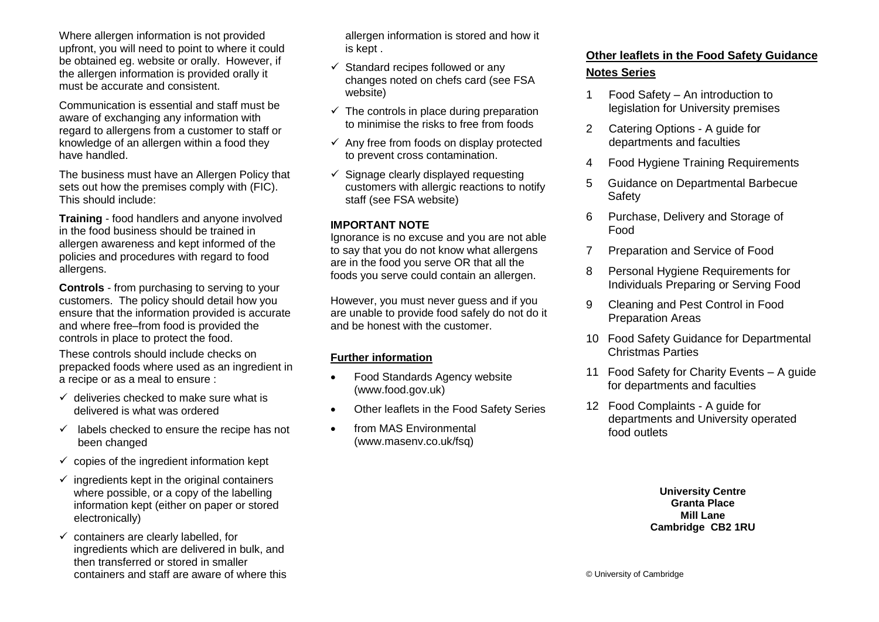Where allergen information is not provided upfront, you will need to point to where it could be obtained eg. website or orally. However, if the allergen information is provided orally it must be accurate and consistent.

Communication is essential and staff must be aware of exchanging any information with regard to allergens from a customer to staff or knowledge of an allergen within a food they have handled.

The business must have an Allergen Policy that sets out how the premises comply with (FIC). This should include:

**Training** - food handlers and anyone involved in the food business should be trained in allergen awareness and kept informed of the policies and procedures with regard to food allergens.

**Controls** - from purchasing to serving to your customers. The policy should detail how you ensure that the information provided is accurate and where free–from food is provided the controls in place to protect the food.

These controls should include checks on prepacked foods where used as an ingredient in a recipe or as a meal to ensure :

- ✓ deliveries checked to make sure what is delivered is what was ordered
- ✓ labels checked to ensure the recipe has not been changed
- ✓ copies of the ingredient information kept
- ✓ ingredients kept in the original containers where possible, or a copy of the labelling information kept (either on paper or stored electronically)
- ✓ containers are clearly labelled, for ingredients which are delivered in bulk, and then transferred or stored in smaller containers and staff are aware of where this allergen information is stored and how it is kept .
- ✓ Standard recipes followed or any changes noted on chefs card (see FSA website)
- ✓ The controls in place during preparation to minimise the risks to free from foods
- ✓ Any free from foods on display protected to prevent cross contamination.
- ✓ Signage clearly displayed requesting customers with allergic reactions to notify staff (see FSA website)

**IMPORTANT NOTE**

Ignorance is no excuse and you are not able to say that you do not know what allergens are in the food you serve OR that all the foods you serve could contain an allergen.

However, you must never guess and if you are unable to provide food safely do not do it and be honest with the customer.

## Further information

- Food Standards Agency website (www.food.gov.uk)
- Other leaflets in the Food Safety Series
- from MAS Environmental (www.masenv.co.uk/fsq)

## Other leaflets in the Food Safety Guidance Notes Series

1 Food Safety – An introduction to legislation for University premises

2 Catering Options - A guide for departments and faculties

4 Food Hygiene Training Requirements

5 Guidance on Departmental Barbecue Safety

6 Purchase, Delivery and Storage of Food

7 Preparation and Service of Food

8 Personal Hygiene Requirements for Individuals Preparing or Serving Food

9 Cleaning and Pest Control in Food Preparation Areas

10 Food Safety Guidance for Departmental Christmas Parties

11 Food Safety for Charity Events – A guide for departments and faculties

12 Food Complaints - A guide for departments and University operated food outlets

**University Centre**
**Granta Place**
**Mill Lane**
**Cambridge CB2 1RU**

© University of Cambridge